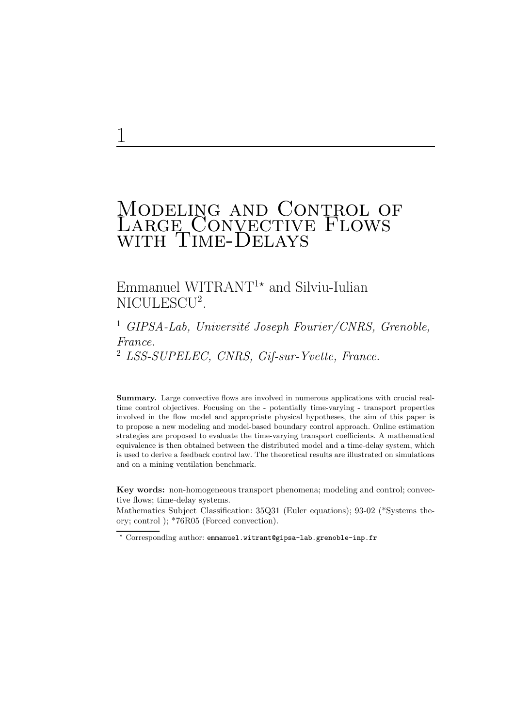# 1

# Modeling and Control of Large Convective Flows with Time-Delays

Emmanuel WITRANT[1⋆] and Silviu-Iulian NICULESCU[2].

[1] *GIPSA-Lab, Université Joseph Fourier/CNRS, Grenoble, France.*

[2] *LSS-SUPELEC, CNRS, Gif-sur-Yvette, France.*

**Summary.** Large convective flows are involved in numerous applications with crucial real-time control objectives. Focusing on the - potentially time-varying - transport properties involved in the flow model and appropriate physical hypotheses, the aim of this paper is to propose a new modeling and model-based boundary control approach. Online estimation strategies are proposed to evaluate the time-varying transport coefficients. A mathematical equivalence is then obtained between the distributed model and a time-delay system, which is used to derive a feedback control law. The theoretical results are illustrated on simulations and on a mining ventilation benchmark.

**Key words:** non-homogeneous transport phenomena; modeling and control; convective flows; time-delay systems.

Mathematics Subject Classification: 35Q31 (Euler equations); 93-02 (*Systems theory; control ); *76R05 (Forced convection).

⋆ Corresponding author: `emmanuel.witrant@gipsa-lab.grenoble-inp.fr`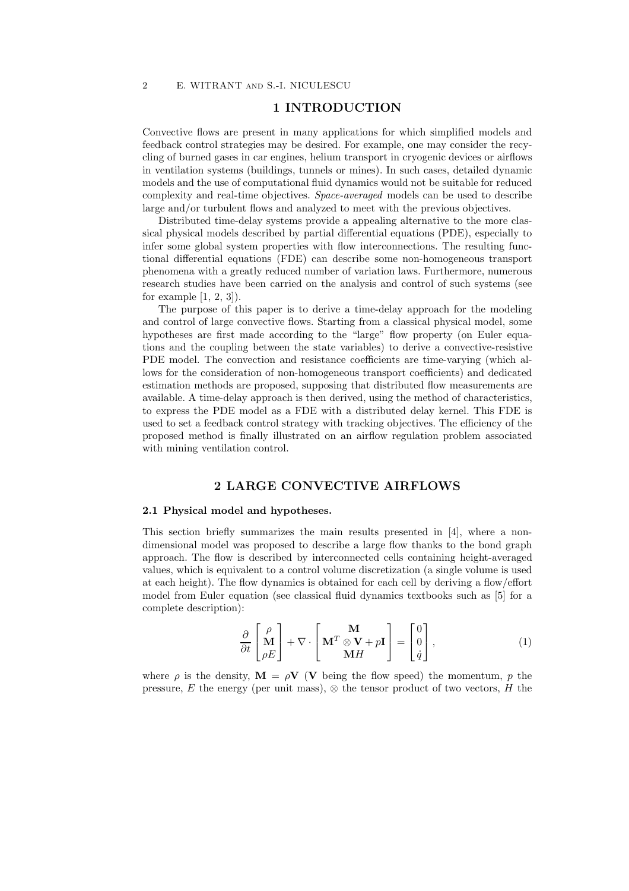## 1 INTRODUCTION

Convective flows are present in many applications for which simplified models and feedback control strategies may be desired. For example, one may consider the recycling of burned gases in car engines, helium transport in cryogenic devices or airflows in ventilation systems (buildings, tunnels or mines). In such cases, detailed dynamic models and the use of computational fluid dynamics would not be suitable for reduced complexity and real-time objectives. *Space-averaged* models can be used to describe large and/or turbulent flows and analyzed to meet with the previous objectives.

Distributed time-delay systems provide a appealing alternative to the more classical physical models described by partial differential equations (PDE), especially to infer some global system properties with flow interconnections. The resulting functional differential equations (FDE) can describe some non-homogeneous transport phenomena with a greatly reduced number of variation laws. Furthermore, numerous research studies have been carried on the analysis and control of such systems (see for example [1, 2, 3]).

The purpose of this paper is to derive a time-delay approach for the modeling and control of large convective flows. Starting from a classical physical model, some hypotheses are first made according to the "large" flow property (on Euler equations and the coupling between the state variables) to derive a convective-resistive PDE model. The convection and resistance coefficients are time-varying (which allows for the consideration of non-homogeneous transport coefficients) and dedicated estimation methods are proposed, supposing that distributed flow measurements are available. A time-delay approach is then derived, using the method of characteristics, to express the PDE model as a FDE with a distributed delay kernel. This FDE is used to set a feedback control strategy with tracking objectives. The efficiency of the proposed method is finally illustrated on an airflow regulation problem associated with mining ventilation control.

## 2 LARGE CONVECTIVE AIRFLOWS

### 2.1 Physical model and hypotheses.

This section briefly summarizes the main results presented in [4], where a non-dimensional model was proposed to describe a large flow thanks to the bond graph approach. The flow is described by interconnected cells containing height-averaged values, which is equivalent to a control volume discretization (a single volume is used at each height). The flow dynamics is obtained for each cell by deriving a flow/effort model from Euler equation (see classical fluid dynamics textbooks such as [5] for a complete description):

$$\frac{\partial}{\partial t}\begin{bmatrix}\rho \\ \mathbf{M} \\ \rho E\end{bmatrix} + \nabla \cdot \begin{bmatrix}\mathbf{M} \\ \mathbf{M}^T \otimes \mathbf{V} + p\mathbf{I} \\ \mathbf{M}H\end{bmatrix} = \begin{bmatrix}0 \\ 0 \\ \dot{q}\end{bmatrix}, \tag{1}$$

where $\rho$ is the density, $\mathbf{M} = \rho\mathbf{V}$ ($\mathbf{V}$ being the flow speed) the momentum, $p$ the pressure, $E$ the energy (per unit mass), $\otimes$ the tensor product of two vectors, $H$ the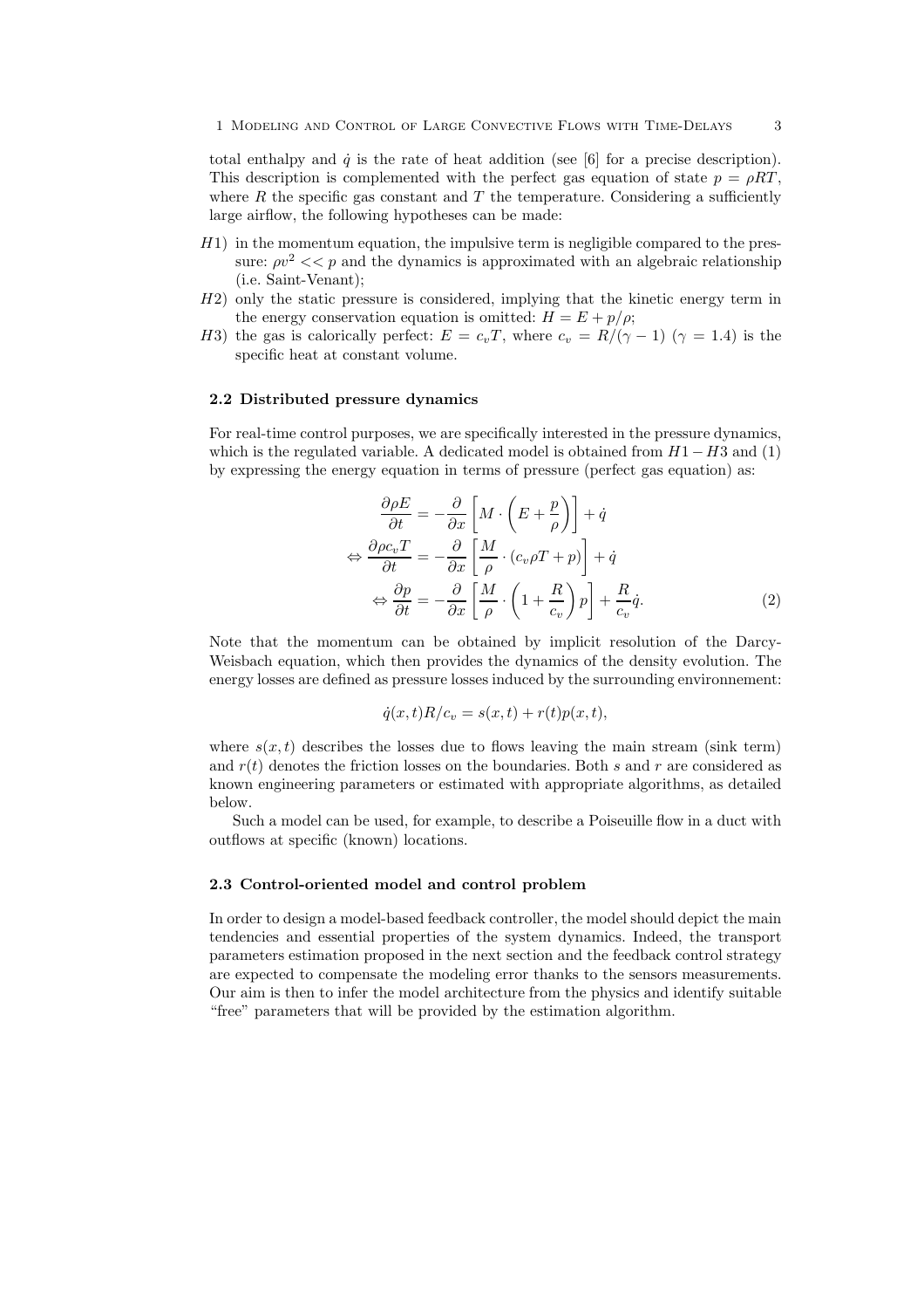total enthalpy and $\dot{q}$ is the rate of heat addition (see [6] for a precise description). This description is complemented with the perfect gas equation of state $p = \rho RT$, where $R$ the specific gas constant and $T$ the temperature. Considering a sufficiently large airflow, the following hypotheses can be made:

- $H1)$ in the momentum equation, the impulsive term is negligible compared to the pressure: $\rho v^2 << p$ and the dynamics is approximated with an algebraic relationship (i.e. Saint-Venant);
- $H2)$ only the static pressure is considered, implying that the kinetic energy term in the energy conservation equation is omitted: $H = E + p/\rho$;
- $H3)$ the gas is calorically perfect: $E = c_v T$, where $c_v = R/(\gamma - 1)$ ($\gamma = 1.4$) is the specific heat at constant volume.

### 2.2 Distributed pressure dynamics

For real-time control purposes, we are specifically interested in the pressure dynamics, which is the regulated variable. A dedicated model is obtained from $H1 - H3$ and (1) by expressing the energy equation in terms of pressure (perfect gas equation) as:

$$
\begin{aligned}
\frac{\partial \rho E}{\partial t} &= -\frac{\partial}{\partial x}\left[M \cdot \left(E + \frac{p}{\rho}\right)\right] + \dot{q} \\
\Leftrightarrow \frac{\partial \rho c_v T}{\partial t} &= -\frac{\partial}{\partial x}\left[\frac{M}{\rho} \cdot (c_v \rho T + p)\right] + \dot{q} \\
\Leftrightarrow \frac{\partial p}{\partial t} &= -\frac{\partial}{\partial x}\left[\frac{M}{\rho} \cdot \left(1 + \frac{R}{c_v}\right) p\right] + \frac{R}{c_v}\dot{q}.
\end{aligned}
\tag{2}
$$

Note that the momentum can be obtained by implicit resolution of the Darcy-Weisbach equation, which then provides the dynamics of the density evolution. The energy losses are defined as pressure losses induced by the surrounding environnement:

$$
\dot{q}(x,t)R/c_v = s(x,t) + r(t)p(x,t),
$$

where $s(x,t)$ describes the losses due to flows leaving the main stream (sink term) and $r(t)$ denotes the friction losses on the boundaries. Both $s$ and $r$ are considered as known engineering parameters or estimated with appropriate algorithms, as detailed below.

Such a model can be used, for example, to describe a Poiseuille flow in a duct with outflows at specific (known) locations.

### 2.3 Control-oriented model and control problem

In order to design a model-based feedback controller, the model should depict the main tendencies and essential properties of the system dynamics. Indeed, the transport parameters estimation proposed in the next section and the feedback control strategy are expected to compensate the modeling error thanks to the sensors measurements. Our aim is then to infer the model architecture from the physics and identify suitable "free" parameters that will be provided by the estimation algorithm.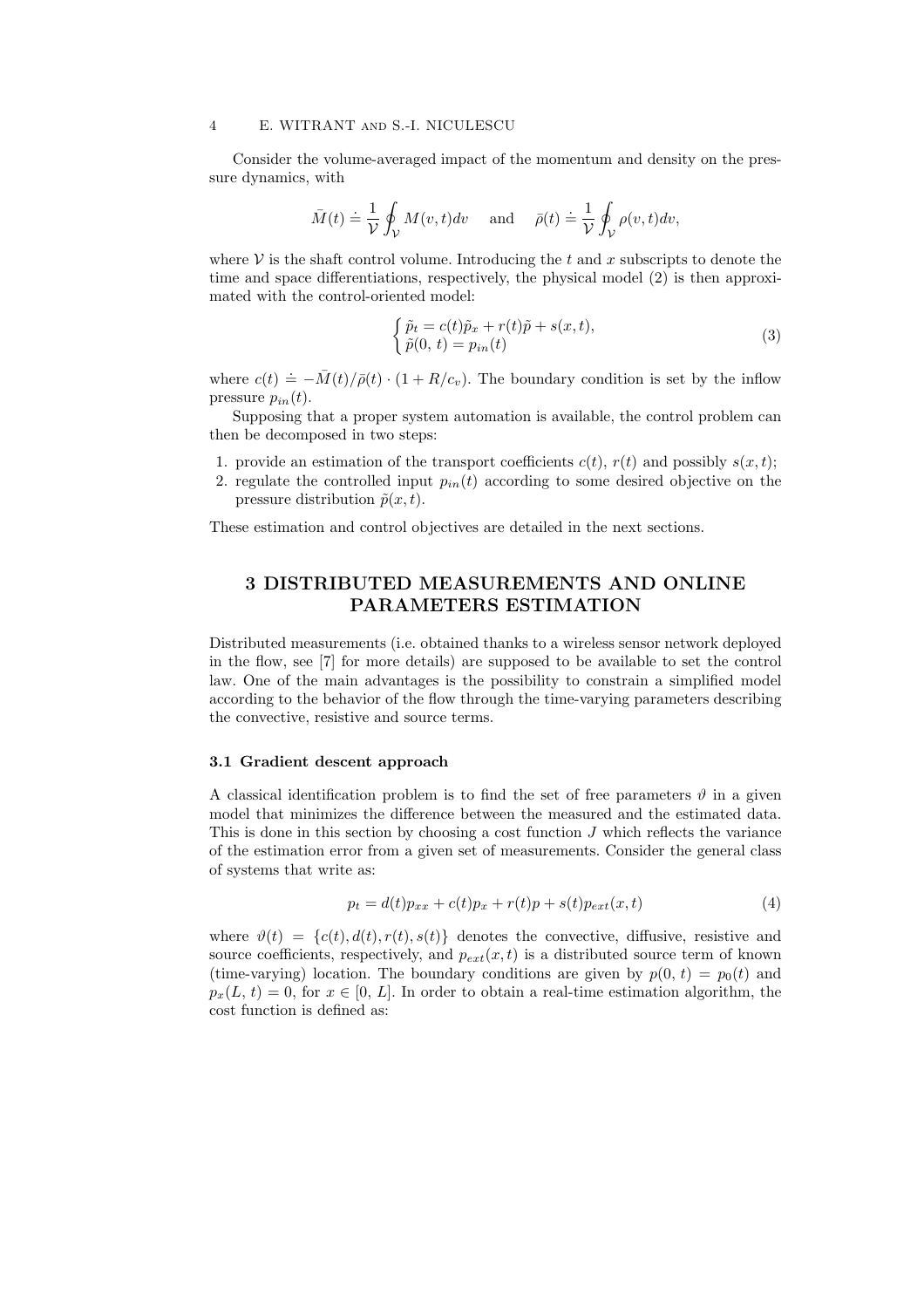Consider the volume-averaged impact of the momentum and density on the pressure dynamics, with

$$\bar{M}(t) \doteq \frac{1}{\mathcal{V}} \oint_{\mathcal{V}} M(v,t)dv \quad \text{ and } \quad \bar{\rho}(t) \doteq \frac{1}{\mathcal{V}} \oint_{\mathcal{V}} \rho(v,t)dv,$$

where $\mathcal{V}$ is the shaft control volume. Introducing the $t$ and $x$ subscripts to denote the time and space differentiations, respectively, the physical model (2) is then approximated with the control-oriented model:

$$\begin{cases} \tilde{p}_t = c(t)\tilde{p}_x + r(t)\tilde{p} + s(x,t), \\ \tilde{p}(0,\, t) = p_{in}(t) \end{cases} \tag{3}$$

where $c(t) \doteq -\bar{M}(t)/\bar{\rho}(t) \cdot (1 + R/c_v)$. The boundary condition is set by the inflow pressure $p_{in}(t)$.

Supposing that a proper system automation is available, the control problem can then be decomposed in two steps:

1. provide an estimation of the transport coefficients $c(t)$, $r(t)$ and possibly $s(x,t)$;
2. regulate the controlled input $p_{in}(t)$ according to some desired objective on the pressure distribution $\tilde{p}(x,t)$.

These estimation and control objectives are detailed in the next sections.

# 3 DISTRIBUTED MEASUREMENTS AND ONLINE PARAMETERS ESTIMATION

Distributed measurements (i.e. obtained thanks to a wireless sensor network deployed in the flow, see [7] for more details) are supposed to be available to set the control law. One of the main advantages is the possibility to constrain a simplified model according to the behavior of the flow through the time-varying parameters describing the convective, resistive and source terms.

### 3.1 Gradient descent approach

A classical identification problem is to find the set of free parameters $\vartheta$ in a given model that minimizes the difference between the measured and the estimated data. This is done in this section by choosing a cost function $J$ which reflects the variance of the estimation error from a given set of measurements. Consider the general class of systems that write as:

$$p_t = d(t)p_{xx} + c(t)p_x + r(t)p + s(t)p_{ext}(x,t) \tag{4}$$

where $\vartheta(t) = \{c(t), d(t), r(t), s(t)\}$ denotes the convective, diffusive, resistive and source coefficients, respectively, and $p_{ext}(x,t)$ is a distributed source term of known (time-varying) location. The boundary conditions are given by $p(0,\, t) = p_0(t)$ and $p_x(L,\, t) = 0$, for $x \in [0,\, L]$. In order to obtain a real-time estimation algorithm, the cost function is defined as: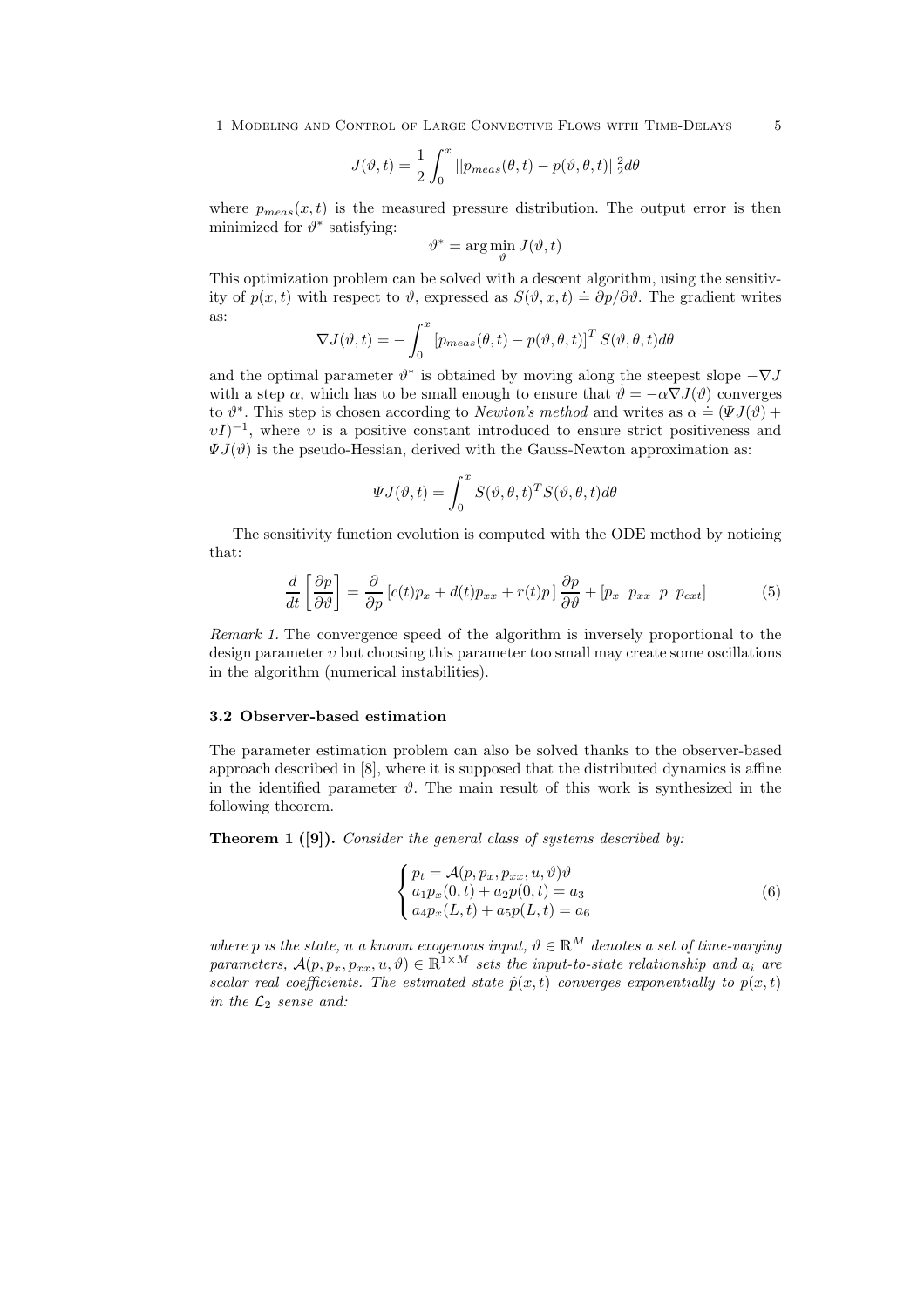$$J(\vartheta, t) = \frac{1}{2} \int_0^x ||p_{meas}(\theta, t) - p(\vartheta, \theta, t)||_2^2 d\theta$$

where $p_{meas}(x,t)$ is the measured pressure distribution. The output error is then minimized for $\vartheta^*$ satisfying:

$$\vartheta^* = \arg\min_{\vartheta} J(\vartheta, t)$$

This optimization problem can be solved with a descent algorithm, using the sensitivity of $p(x,t)$ with respect to $\vartheta$, expressed as $S(\vartheta, x, t) \doteq \partial p / \partial \vartheta$. The gradient writes as:

$$\nabla J(\vartheta, t) = -\int_0^x \left[p_{meas}(\theta, t) - p(\vartheta, \theta, t)\right]^T S(\vartheta, \theta, t) d\theta$$

and the optimal parameter $\vartheta^*$ is obtained by moving along the steepest slope $-\nabla J$ with a step $\alpha$, which has to be small enough to ensure that $\dot{\vartheta} = -\alpha \nabla J(\vartheta)$ converges to $\vartheta^*$. This step is chosen according to *Newton's method* and writes as $\alpha \doteq (\Psi J(\vartheta) + \upsilon I)^{-1}$, where $\upsilon$ is a positive constant introduced to ensure strict positiveness and $\Psi J(\vartheta)$ is the pseudo-Hessian, derived with the Gauss-Newton approximation as:

$$\Psi J(\vartheta, t) = \int_0^x S(\vartheta, \theta, t)^T S(\vartheta, \theta, t) d\theta$$

The sensitivity function evolution is computed with the ODE method by noticing that:

$$\frac{d}{dt}\left[\frac{\partial p}{\partial \vartheta}\right] = \frac{\partial}{\partial p}\left[c(t)p_x + d(t)p_{xx} + r(t)p\right]\frac{\partial p}{\partial \vartheta} + \left[p_x \;\; p_{xx} \;\; p \;\; p_{ext}\right] \tag{5}$$

*Remark 1.* The convergence speed of the algorithm is inversely proportional to the design parameter $\upsilon$ but choosing this parameter too small may create some oscillations in the algorithm (numerical instabilities).

### 3.2 Observer-based estimation

The parameter estimation problem can also be solved thanks to the observer-based approach described in [8], where it is supposed that the distributed dynamics is affine in the identified parameter $\vartheta$. The main result of this work is synthesized in the following theorem.

**Theorem 1 ([9]).** *Consider the general class of systems described by:*

$$\begin{cases} p_t = \mathcal{A}(p, p_x, p_{xx}, u, \vartheta)\vartheta \\ a_1 p_x(0,t) + a_2 p(0,t) = a_3 \\ a_4 p_x(L,t) + a_5 p(L,t) = a_6 \end{cases} \tag{6}$$

*where $p$ is the state, $u$ a known exogenous input, $\vartheta \in \mathbb{R}^M$ denotes a set of time-varying parameters, $\mathcal{A}(p, p_x, p_{xx}, u, \vartheta) \in \mathbb{R}^{1 \times M}$ sets the input-to-state relationship and $a_i$ are scalar real coefficients. The estimated state $\hat{p}(x,t)$ converges exponentially to $p(x,t)$ in the $\mathcal{L}_2$ sense and:*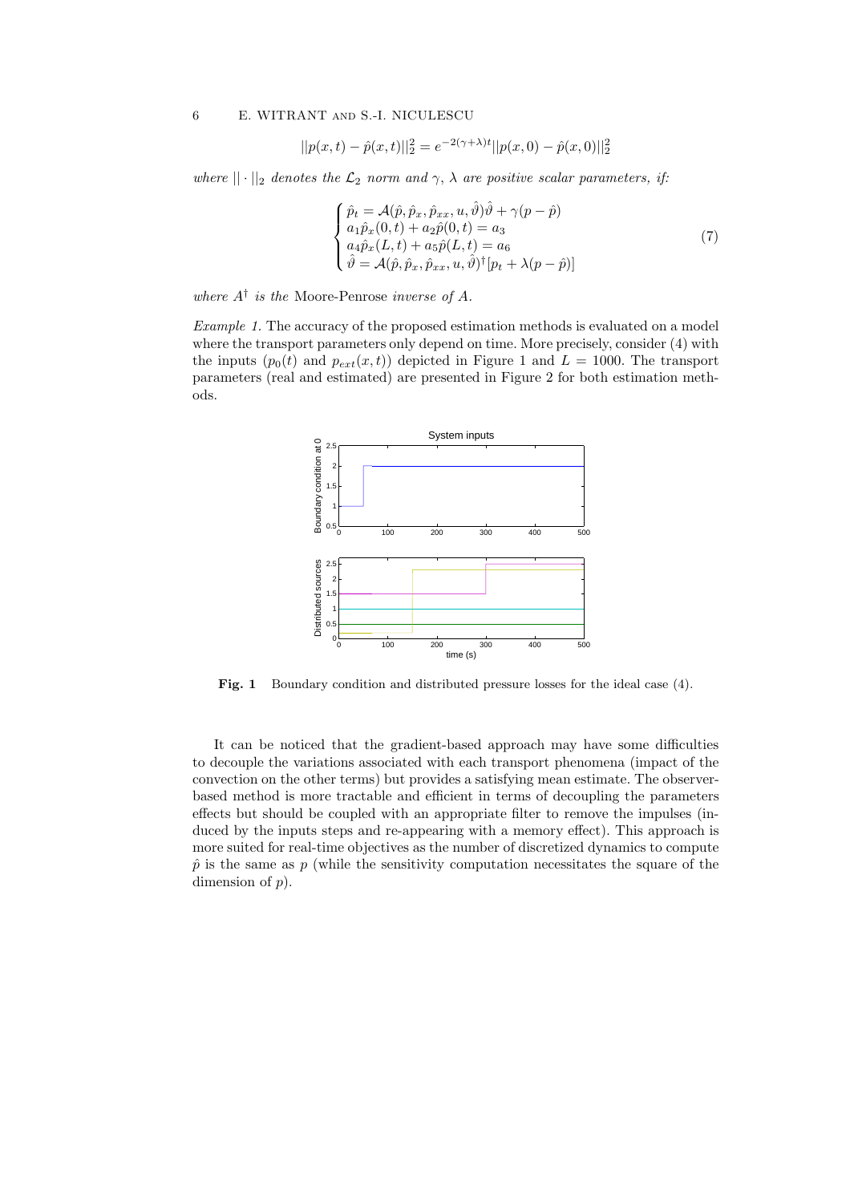$$||p(x,t) - \hat{p}(x,t)||_2^2 = e^{-2(\gamma+\lambda)t}||p(x,0) - \hat{p}(x,0)||_2^2$$

*where* $||\cdot||_2$ *denotes the* $\mathcal{L}_2$ *norm and* $\gamma$, $\lambda$ *are positive scalar parameters, if:*

$$\begin{cases} \hat{p}_t = \mathcal{A}(\hat{p}, \hat{p}_x, \hat{p}_{xx}, u, \hat{\vartheta})\hat{\vartheta} + \gamma(p - \hat{p}) \\ a_1\hat{p}_x(0,t) + a_2\hat{p}(0,t) = a_3 \\ a_4\hat{p}_x(L,t) + a_5\hat{p}(L,t) = a_6 \\ \dot{\hat{\vartheta}} = \mathcal{A}(\hat{p}, \hat{p}_x, \hat{p}_{xx}, u, \hat{\vartheta})^\dagger[p_t + \lambda(p - \hat{p})] \end{cases} \tag{7}$$

*where* $A^\dagger$ *is the* Moore-Penrose *inverse of* $A$.

*Example 1.* The accuracy of the proposed estimation methods is evaluated on a model where the transport parameters only depend on time. More precisely, consider (4) with the inputs ($p_0(t)$ and $p_{ext}(x,t)$) depicted in Figure 1 and $L = 1000$. The transport parameters (real and estimated) are presented in Figure 2 for both estimation methods.

**Fig. 1** Boundary condition and distributed pressure losses for the ideal case (4).

It can be noticed that the gradient-based approach may have some difficulties to decouple the variations associated with each transport phenomena (impact of the convection on the other terms) but provides a satisfying mean estimate. The observer-based method is more tractable and efficient in terms of decoupling the parameters effects but should be coupled with an appropriate filter to remove the impulses (induced by the inputs steps and re-appearing with a memory effect). This approach is more suited for real-time objectives as the number of discretized dynamics to compute $\hat{p}$ is the same as $p$ (while the sensitivity computation necessitates the square of the dimension of $p$).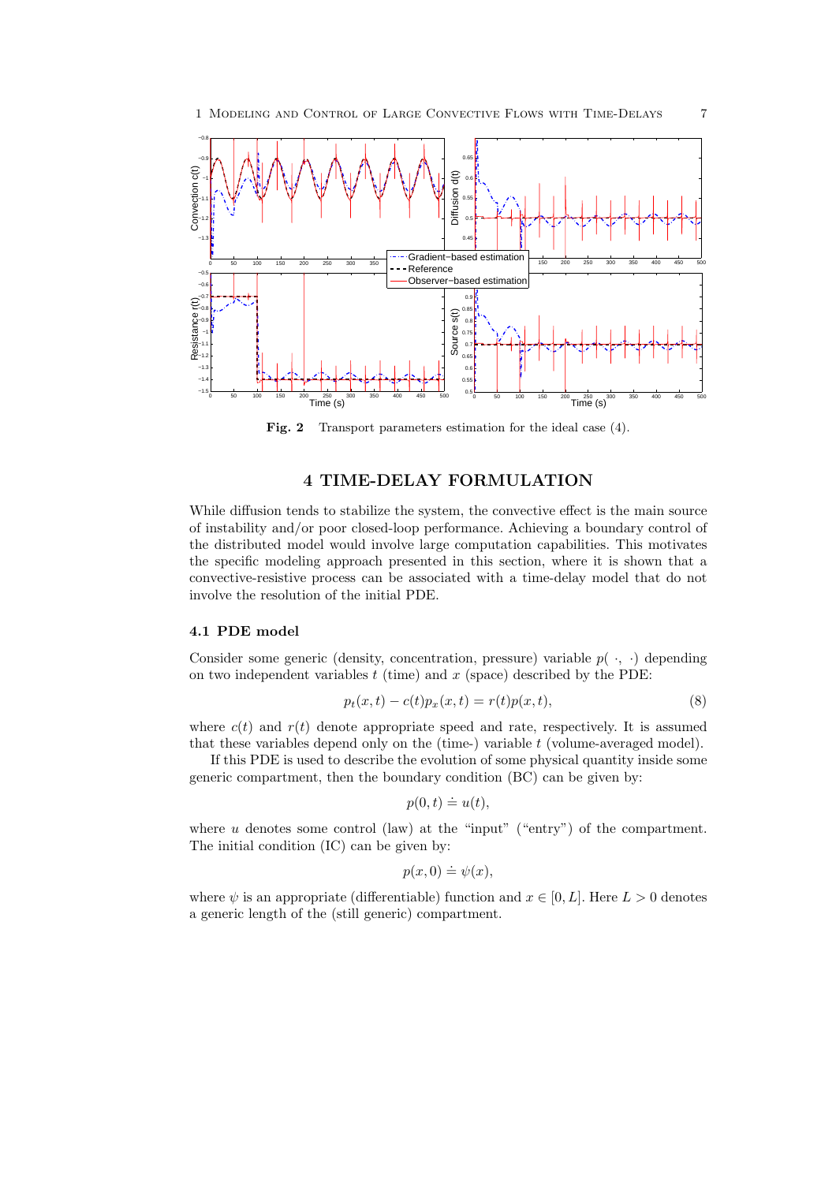Fig. 2 Transport parameters estimation for the ideal case (4).

## 4 TIME-DELAY FORMULATION

While diffusion tends to stabilize the system, the convective effect is the main source of instability and/or poor closed-loop performance. Achieving a boundary control of the distributed model would involve large computation capabilities. This motivates the specific modeling approach presented in this section, where it is shown that a convective-resistive process can be associated with a time-delay model that do not involve the resolution of the initial PDE.

### 4.1 PDE model

Consider some generic (density, concentration, pressure) variable $p(\,\cdot,\,\cdot)$ depending on two independent variables $t$ (time) and $x$ (space) described by the PDE:

$$p_t(x,t) - c(t)p_x(x,t) = r(t)p(x,t), \tag{8}$$

where $c(t)$ and $r(t)$ denote appropriate speed and rate, respectively. It is assumed that these variables depend only on the (time-) variable $t$ (volume-averaged model).

If this PDE is used to describe the evolution of some physical quantity inside some generic compartment, then the boundary condition (BC) can be given by:

$$p(0,t) \doteq u(t),$$

where $u$ denotes some control (law) at the "input" ("entry") of the compartment. The initial condition (IC) can be given by:

$$p(x,0) \doteq \psi(x),$$

where $\psi$ is an appropriate (differentiable) function and $x \in [0, L]$. Here $L > 0$ denotes a generic length of the (still generic) compartment.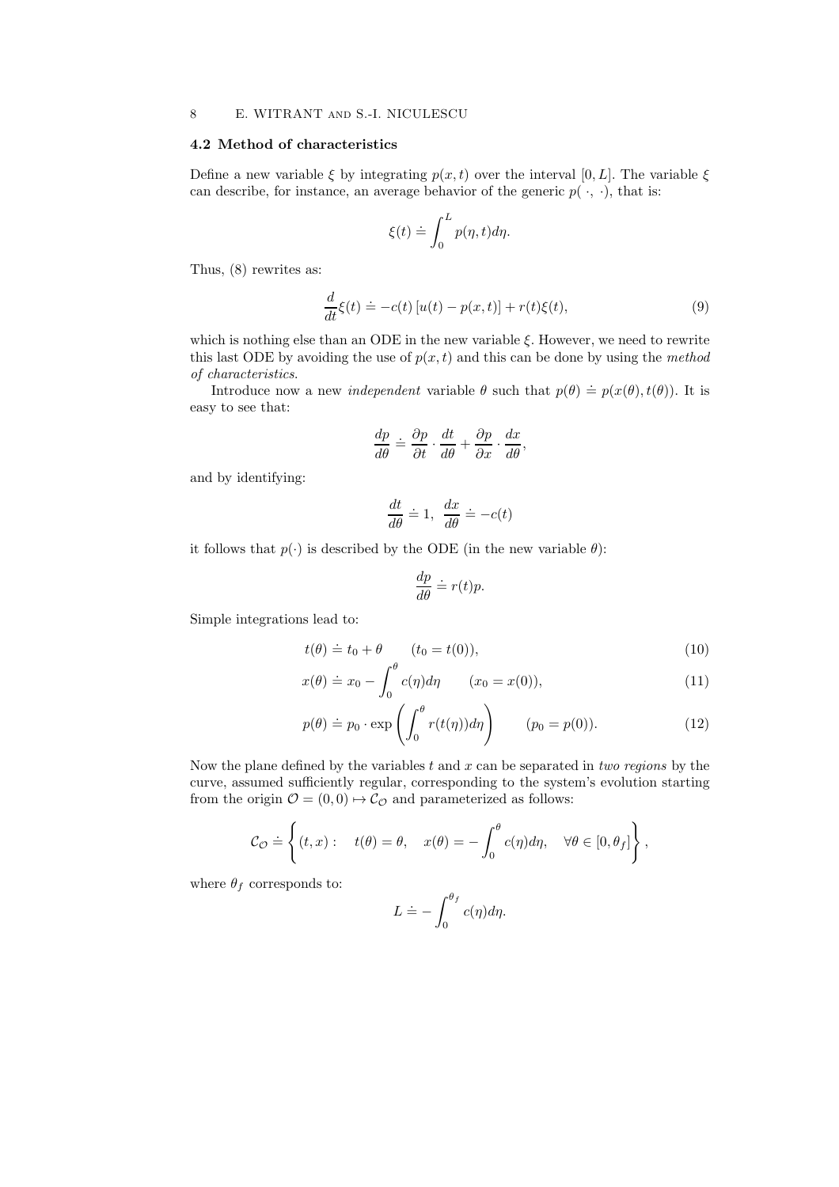### 4.2 Method of characteristics

Define a new variable $\xi$ by integrating $p(x,t)$ over the interval $[0, L]$. The variable $\xi$ can describe, for instance, an average behavior of the generic $p(\,\cdot,\,\cdot)$, that is:

$$\xi(t) \doteq \int_0^L p(\eta, t)d\eta.$$

Thus, (8) rewrites as:

$$\frac{d}{dt}\xi(t) \doteq -c(t)\left[u(t) - p(x,t)\right] + r(t)\xi(t), \tag{9}$$

which is nothing else than an ODE in the new variable $\xi$. However, we need to rewrite this last ODE by avoiding the use of $p(x,t)$ and this can be done by using the *method of characteristics*.

Introduce now a new *independent* variable $\theta$ such that $p(\theta) \doteq p(x(\theta), t(\theta))$. It is easy to see that:

$$\frac{dp}{d\theta} \doteq \frac{\partial p}{\partial t} \cdot \frac{dt}{d\theta} + \frac{\partial p}{\partial x} \cdot \frac{dx}{d\theta},$$

and by identifying:

$$\frac{dt}{d\theta} \doteq 1, \;\; \frac{dx}{d\theta} \doteq -c(t)$$

it follows that $p(\cdot)$ is described by the ODE (in the new variable $\theta$):

$$\frac{dp}{d\theta} \doteq r(t)p.$$

Simple integrations lead to:

$$t(\theta) \doteq t_0 + \theta \qquad (t_0 = t(0)), \tag{10}$$

$$x(\theta) \doteq x_0 - \int_0^\theta c(\eta)d\eta \qquad (x_0 = x(0)), \tag{11}$$

$$p(\theta) \doteq p_0 \cdot \exp\left(\int_0^\theta r(t(\eta))d\eta\right) \qquad (p_0 = p(0)). \tag{12}$$

Now the plane defined by the variables $t$ and $x$ can be separated in *two regions* by the curve, assumed sufficiently regular, corresponding to the system's evolution starting from the origin $\mathcal{O} = (0,0) \mapsto \mathcal{C}_\mathcal{O}$ and parameterized as follows:

$$\mathcal{C}_\mathcal{O} \doteq \left\{ (t,x) : \quad t(\theta) = \theta, \quad x(\theta) = -\int_0^\theta c(\eta)d\eta, \quad \forall \theta \in [0, \theta_f] \right\},$$

where $\theta_f$ corresponds to:

$$L \doteq -\int_0^{\theta_f} c(\eta)d\eta.$$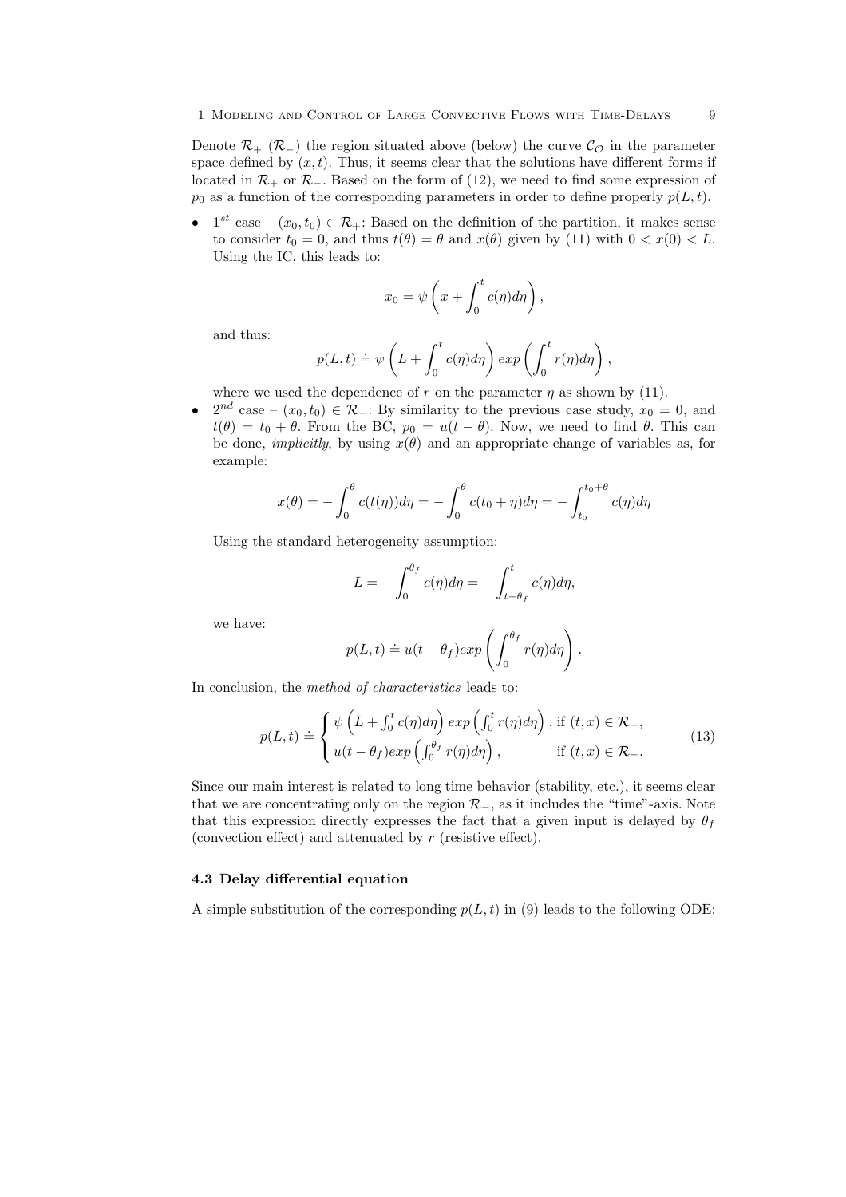Denote $\mathcal{R}_+$ ($\mathcal{R}_-$) the region situated above (below) the curve $\mathcal{C}_\mathcal{O}$ in the parameter space defined by $(x, t)$. Thus, it seems clear that the solutions have different forms if located in $\mathcal{R}_+$ or $\mathcal{R}_-$. Based on the form of (12), we need to find some expression of $p_0$ as a function of the corresponding parameters in order to define properly $p(L, t)$.

- $1^{st}$ case – $(x_0, t_0) \in \mathcal{R}_+$: Based on the definition of the partition, it makes sense to consider $t_0 = 0$, and thus $t(\theta) = \theta$ and $x(\theta)$ given by (11) with $0 < x(0) < L$. Using the IC, this leads to:

$$x_0 = \psi\left(x + \int_0^t c(\eta)d\eta\right),$$

  and thus:

$$p(L,t) \doteq \psi\left(L + \int_0^t c(\eta)d\eta\right) exp\left(\int_0^t r(\eta)d\eta\right),$$

  where we used the dependence of $r$ on the parameter $\eta$ as shown by (11).

- $2^{nd}$ case – $(x_0, t_0) \in \mathcal{R}_-$: By similarity to the previous case study, $x_0 = 0$, and $t(\theta) = t_0 + \theta$. From the BC, $p_0 = u(t - \theta)$. Now, we need to find $\theta$. This can be done, *implicitly*, by using $x(\theta)$ and an appropriate change of variables as, for example:

$$x(\theta) = -\int_0^\theta c(t(\eta))d\eta = -\int_0^\theta c(t_0 + \eta)d\eta = -\int_{t_0}^{t_0+\theta} c(\eta)d\eta$$

  Using the standard heterogeneity assumption:

$$L = -\int_0^{\theta_f} c(\eta)d\eta = -\int_{t-\theta_f}^{t} c(\eta)d\eta,$$

  we have:

$$p(L,t) \doteq u(t - \theta_f) exp\left(\int_0^{\theta_f} r(\eta)d\eta\right).$$

In conclusion, the *method of characteristics* leads to:

$$p(L,t) \doteq \begin{cases} \psi\left(L + \int_0^t c(\eta)d\eta\right) exp\left(\int_0^t r(\eta)d\eta\right), & \text{if } (t,x) \in \mathcal{R}_+, \\ u(t-\theta_f) exp\left(\int_0^{\theta_f} r(\eta)d\eta\right), & \text{if } (t,x) \in \mathcal{R}_-. \end{cases} \tag{13}$$

Since our main interest is related to long time behavior (stability, etc.), it seems clear that we are concentrating only on the region $\mathcal{R}_-$, as it includes the "time"-axis. Note that this expression directly expresses the fact that a given input is delayed by $\theta_f$ (convection effect) and attenuated by $r$ (resistive effect).

### 4.3 Delay differential equation

A simple substitution of the corresponding $p(L, t)$ in (9) leads to the following ODE: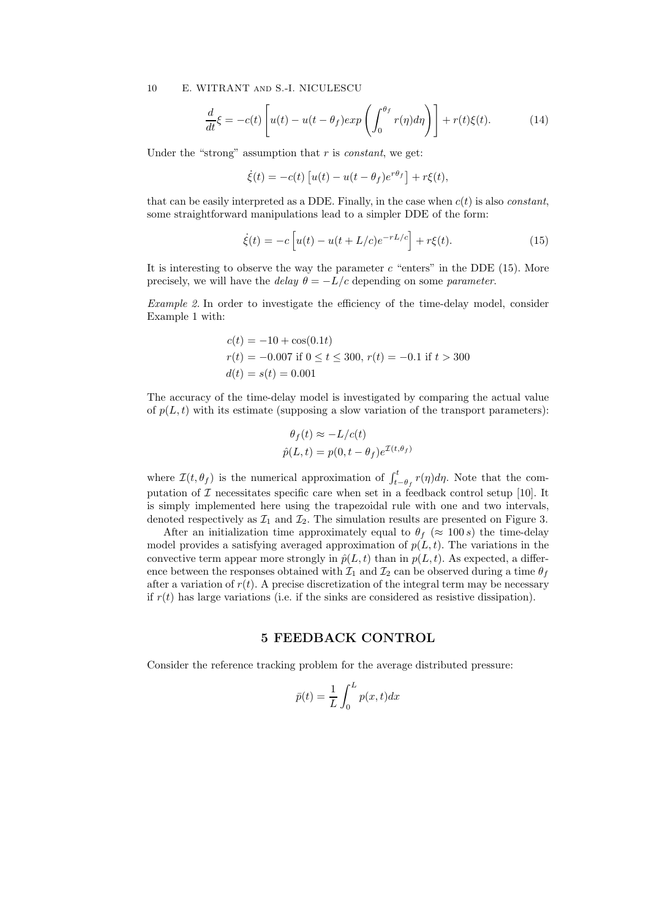$$\frac{d}{dt}\xi = -c(t)\left[u(t) - u(t-\theta_f)exp\left(\int_0^{\theta_f} r(\eta)d\eta\right)\right] + r(t)\xi(t). \tag{14}$$

Under the "strong" assumption that $r$ is *constant*, we get:

$$\dot{\xi}(t) = -c(t)\left[u(t) - u(t-\theta_f)e^{r\theta_f}\right] + r\xi(t),$$

that can be easily interpreted as a DDE. Finally, in the case when $c(t)$ is also *constant*, some straightforward manipulations lead to a simpler DDE of the form:

$$\dot{\xi}(t) = -c\left[u(t) - u(t+L/c)e^{-rL/c}\right] + r\xi(t). \tag{15}$$

It is interesting to observe the way the parameter $c$ "enters" in the DDE (15). More precisely, we will have the *delay* $\theta = -L/c$ depending on some *parameter*.

*Example 2.* In order to investigate the efficiency of the time-delay model, consider Example 1 with:

$$\begin{aligned}
&c(t) = -10 + \cos(0.1t)\\
&r(t) = -0.007 \text{ if } 0 \leq t \leq 300,\ r(t) = -0.1 \text{ if } t > 300\\
&d(t) = s(t) = 0.001
\end{aligned}$$

The accuracy of the time-delay model is investigated by comparing the actual value of $p(L,t)$ with its estimate (supposing a slow variation of the transport parameters):

$$\begin{aligned}
\theta_f(t) &\approx -L/c(t)\\
\hat{p}(L,t) &= p(0, t-\theta_f)e^{\mathcal{I}(t,\theta_f)}
\end{aligned}$$

where $\mathcal{I}(t,\theta_f)$ is the numerical approximation of $\int_{t-\theta_f}^{t} r(\eta)d\eta$. Note that the computation of $\mathcal{I}$ necessitates specific care when set in a feedback control setup [10]. It is simply implemented here using the trapezoidal rule with one and two intervals, denoted respectively as $\mathcal{I}_1$ and $\mathcal{I}_2$. The simulation results are presented on Figure 3.

After an initialization time approximately equal to $\theta_f$ ($\approx 100\,s$) the time-delay model provides a satisfying averaged approximation of $p(L,t)$. The variations in the convective term appear more strongly in $\hat{p}(L,t)$ than in $p(L,t)$. As expected, a difference between the responses obtained with $\mathcal{I}_1$ and $\mathcal{I}_2$ can be observed during a time $\theta_f$ after a variation of $r(t)$. A precise discretization of the integral term may be necessary if $r(t)$ has large variations (i.e. if the sinks are considered as resistive dissipation).

## 5 FEEDBACK CONTROL

Consider the reference tracking problem for the average distributed pressure:

$$\bar{p}(t) = \frac{1}{L}\int_0^L p(x,t)dx$$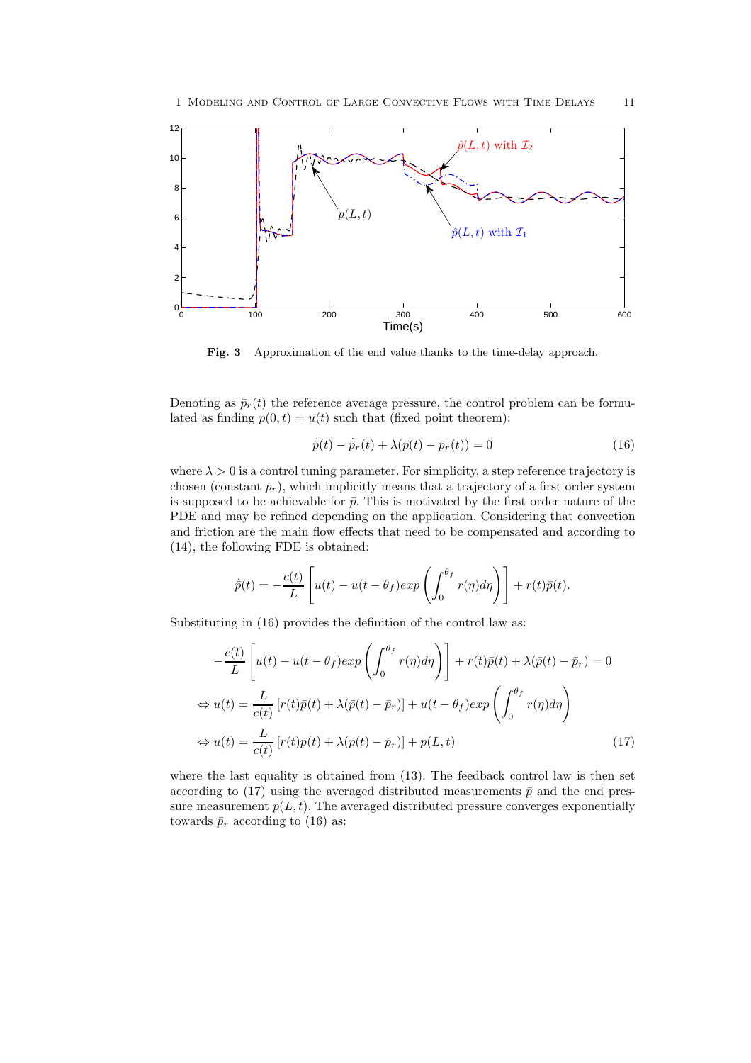**Fig. 3** Approximation of the end value thanks to the time-delay approach.

Denoting as $\bar{p}_r(t)$ the reference average pressure, the control problem can be formulated as finding $p(0,t) = u(t)$ such that (fixed point theorem):

$$\dot{\bar{p}}(t) - \dot{\bar{p}}_r(t) + \lambda(\bar{p}(t) - \bar{p}_r(t)) = 0 \tag{16}$$

where $\lambda > 0$ is a control tuning parameter. For simplicity, a step reference trajectory is chosen (constant $\bar{p}_r$), which implicitly means that a trajectory of a first order system is supposed to be achievable for $\bar{p}$. This is motivated by the first order nature of the PDE and may be refined depending on the application. Considering that convection and friction are the main flow effects that need to be compensated and according to (14), the following FDE is obtained:

$$\dot{\bar{p}}(t) = -\frac{c(t)}{L}\left[u(t) - u(t-\theta_f)exp\left(\int_0^{\theta_f} r(\eta)d\eta\right)\right] + r(t)\bar{p}(t).$$

Substituting in (16) provides the definition of the control law as:

$$\begin{aligned}
&-\frac{c(t)}{L}\left[u(t) - u(t-\theta_f)exp\left(\int_0^{\theta_f} r(\eta)d\eta\right)\right] + r(t)\bar{p}(t) + \lambda(\bar{p}(t) - \bar{p}_r) = 0 \\
&\Leftrightarrow u(t) = \frac{L}{c(t)}\left[r(t)\bar{p}(t) + \lambda(\bar{p}(t) - \bar{p}_r)\right] + u(t-\theta_f)exp\left(\int_0^{\theta_f} r(\eta)d\eta\right) \\
&\Leftrightarrow u(t) = \frac{L}{c(t)}\left[r(t)\bar{p}(t) + \lambda(\bar{p}(t) - \bar{p}_r)\right] + p(L,t)
\end{aligned} \tag{17}$$

where the last equality is obtained from (13). The feedback control law is then set according to (17) using the averaged distributed measurements $\bar{p}$ and the end pressure measurement $p(L,t)$. The averaged distributed pressure converges exponentially towards $\bar{p}_r$ according to (16) as: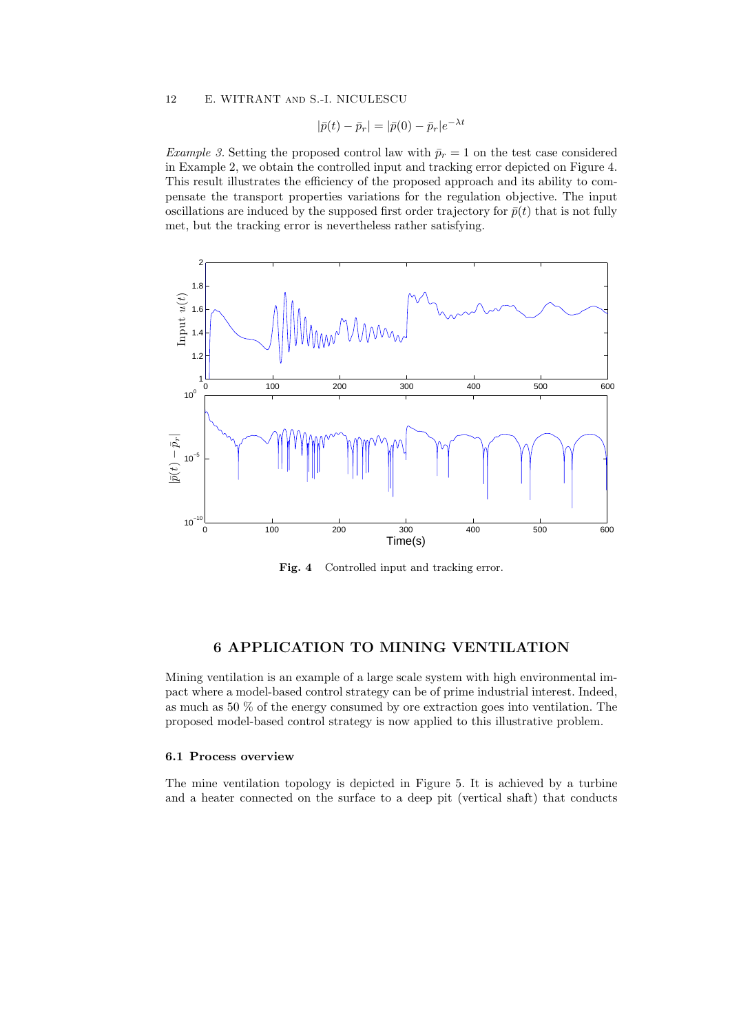$$|\bar{p}(t) - \bar{p}_r| = |\bar{p}(0) - \bar{p}_r|e^{-\lambda t}$$

*Example 3.* Setting the proposed control law with $\bar{p}_r = 1$ on the test case considered in Example 2, we obtain the controlled input and tracking error depicted on Figure 4. This result illustrates the efficiency of the proposed approach and its ability to compensate the transport properties variations for the regulation objective. The input oscillations are induced by the supposed first order trajectory for $\bar{p}(t)$ that is not fully met, but the tracking error is nevertheless rather satisfying.

**Fig. 4** Controlled input and tracking error.

## 6 APPLICATION TO MINING VENTILATION

Mining ventilation is an example of a large scale system with high environmental impact where a model-based control strategy can be of prime industrial interest. Indeed, as much as 50 % of the energy consumed by ore extraction goes into ventilation. The proposed model-based control strategy is now applied to this illustrative problem.

### 6.1 Process overview

The mine ventilation topology is depicted in Figure 5. It is achieved by a turbine and a heater connected on the surface to a deep pit (vertical shaft) that conducts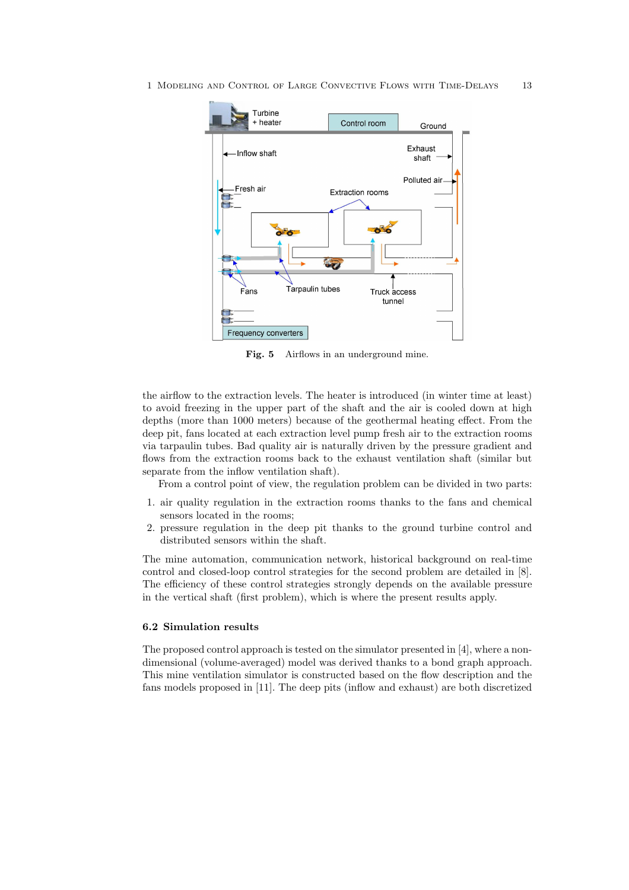Fig. 5 Airflows in an underground mine.

the airflow to the extraction levels. The heater is introduced (in winter time at least) to avoid freezing in the upper part of the shaft and the air is cooled down at high depths (more than 1000 meters) because of the geothermal heating effect. From the deep pit, fans located at each extraction level pump fresh air to the extraction rooms via tarpaulin tubes. Bad quality air is naturally driven by the pressure gradient and flows from the extraction rooms back to the exhaust ventilation shaft (similar but separate from the inflow ventilation shaft).

From a control point of view, the regulation problem can be divided in two parts:

1. air quality regulation in the extraction rooms thanks to the fans and chemical sensors located in the rooms;
2. pressure regulation in the deep pit thanks to the ground turbine control and distributed sensors within the shaft.

The mine automation, communication network, historical background on real-time control and closed-loop control strategies for the second problem are detailed in [8]. The efficiency of these control strategies strongly depends on the available pressure in the vertical shaft (first problem), which is where the present results apply.

### 6.2 Simulation results

The proposed control approach is tested on the simulator presented in [4], where a non-dimensional (volume-averaged) model was derived thanks to a bond graph approach. This mine ventilation simulator is constructed based on the flow description and the fans models proposed in [11]. The deep pits (inflow and exhaust) are both discretized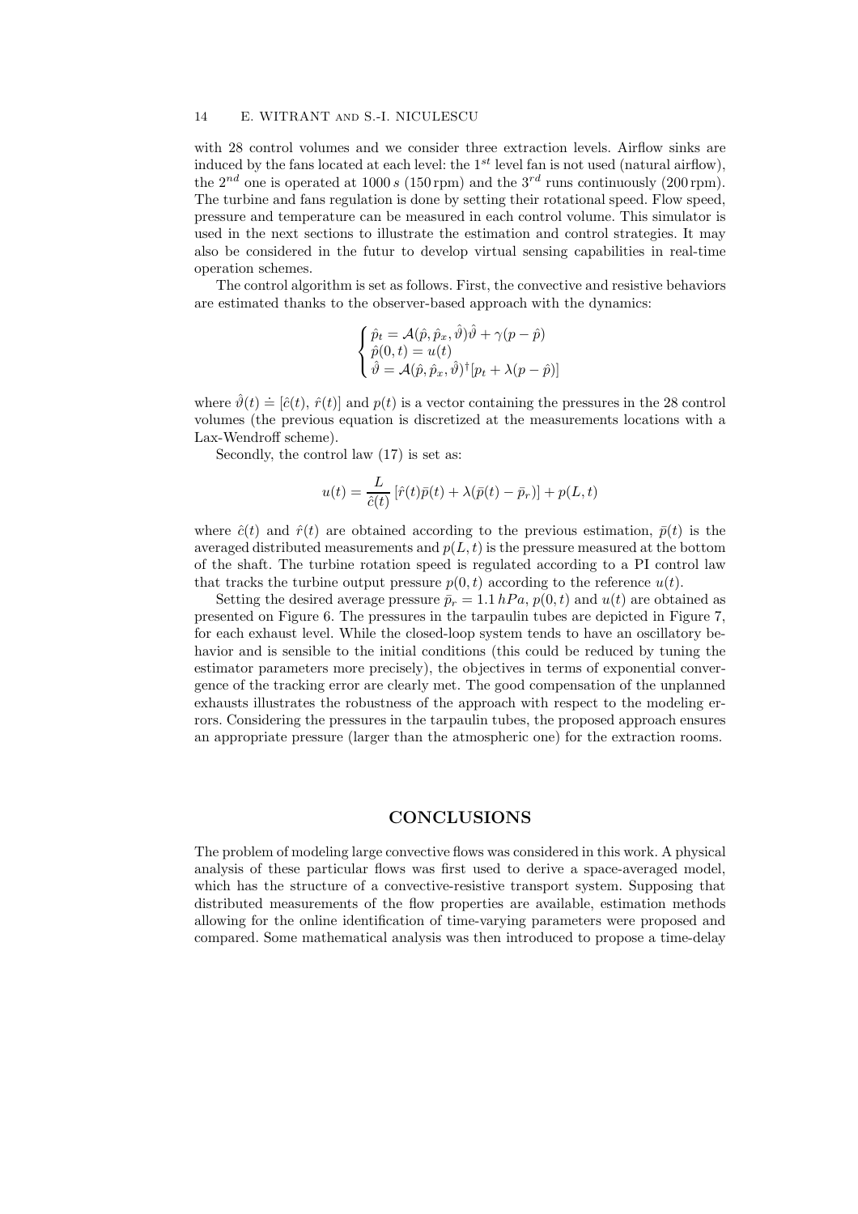with 28 control volumes and we consider three extraction levels. Airflow sinks are induced by the fans located at each level: the $1^{st}$ level fan is not used (natural airflow), the $2^{nd}$ one is operated at $1000\,s$ ($150\,$rpm) and the $3^{rd}$ runs continuously ($200\,$rpm). The turbine and fans regulation is done by setting their rotational speed. Flow speed, pressure and temperature can be measured in each control volume. This simulator is used in the next sections to illustrate the estimation and control strategies. It may also be considered in the futur to develop virtual sensing capabilities in real-time operation schemes.

The control algorithm is set as follows. First, the convective and resistive behaviors are estimated thanks to the observer-based approach with the dynamics:

$$\begin{cases} \hat{p}_t = \mathcal{A}(\hat{p}, \hat{p}_x, \hat{\vartheta})\hat{\vartheta} + \gamma(p - \hat{p}) \\ \hat{p}(0,t) = u(t) \\ \dot{\hat{\vartheta}} = \mathcal{A}(\hat{p}, \hat{p}_x, \hat{\vartheta})^{\dagger}[p_t + \lambda(p - \hat{p})] \end{cases}$$

where $\hat{\vartheta}(t) \doteq [\hat{c}(t),\, \hat{r}(t)]$ and $p(t)$ is a vector containing the pressures in the 28 control volumes (the previous equation is discretized at the measurements locations with a Lax-Wendroff scheme).

Secondly, the control law (17) is set as:

$$u(t) = \frac{L}{\hat{c}(t)}\left[\hat{r}(t)\bar{p}(t) + \lambda(\bar{p}(t) - \bar{p}_r)\right] + p(L,t)$$

where $\hat{c}(t)$ and $\hat{r}(t)$ are obtained according to the previous estimation, $\bar{p}(t)$ is the averaged distributed measurements and $p(L,t)$ is the pressure measured at the bottom of the shaft. The turbine rotation speed is regulated according to a PI control law that tracks the turbine output pressure $p(0,t)$ according to the reference $u(t)$.

Setting the desired average pressure $\bar{p}_r = 1.1\,hPa$, $p(0,t)$ and $u(t)$ are obtained as presented on Figure 6. The pressures in the tarpaulin tubes are depicted in Figure 7, for each exhaust level. While the closed-loop system tends to have an oscillatory behavior and is sensible to the initial conditions (this could be reduced by tuning the estimator parameters more precisely), the objectives in terms of exponential convergence of the tracking error are clearly met. The good compensation of the unplanned exhausts illustrates the robustness of the approach with respect to the modeling errors. Considering the pressures in the tarpaulin tubes, the proposed approach ensures an appropriate pressure (larger than the atmospheric one) for the extraction rooms.

## CONCLUSIONS

The problem of modeling large convective flows was considered in this work. A physical analysis of these particular flows was first used to derive a space-averaged model, which has the structure of a convective-resistive transport system. Supposing that distributed measurements of the flow properties are available, estimation methods allowing for the online identification of time-varying parameters were proposed and compared. Some mathematical analysis was then introduced to propose a time-delay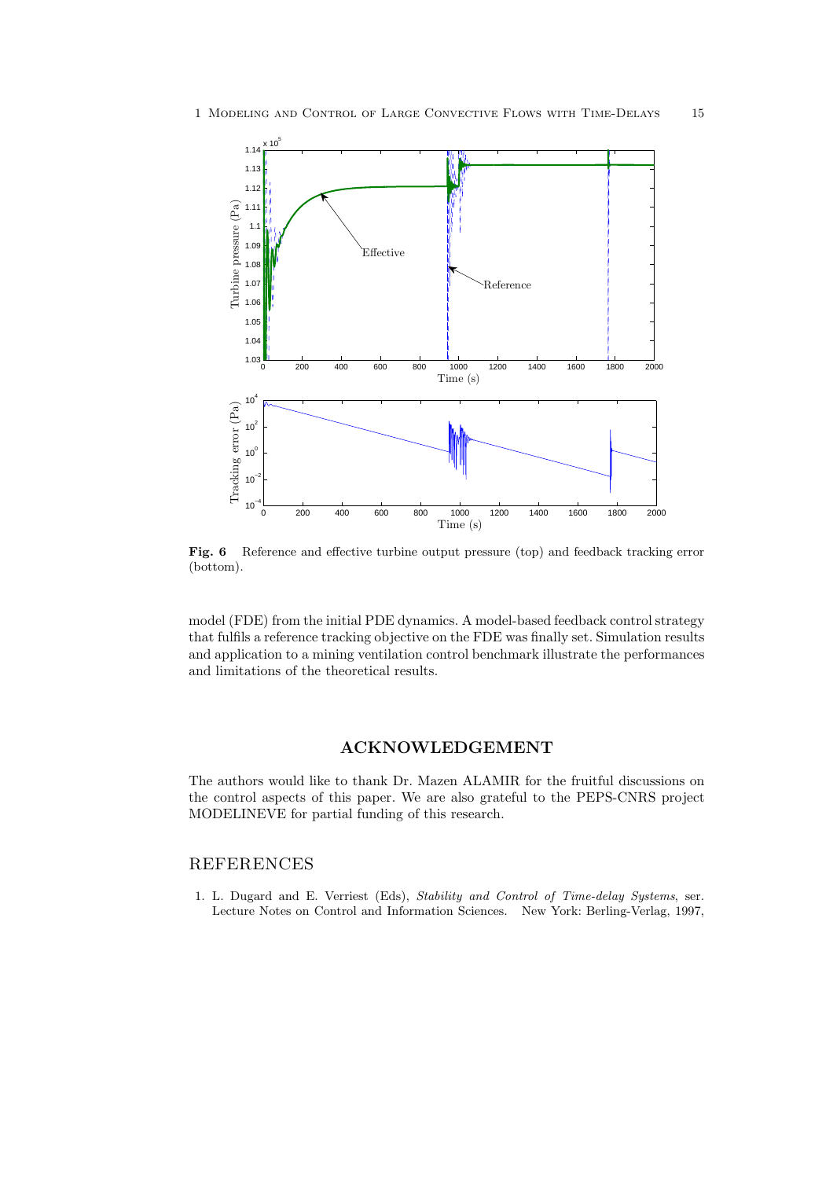**Fig. 6** Reference and effective turbine output pressure (top) and feedback tracking error (bottom).

model (FDE) from the initial PDE dynamics. A model-based feedback control strategy that fulfils a reference tracking objective on the FDE was finally set. Simulation results and application to a mining ventilation control benchmark illustrate the performances and limitations of the theoretical results.

## ACKNOWLEDGEMENT

The authors would like to thank Dr. Mazen ALAMIR for the fruitful discussions on the control aspects of this paper. We are also grateful to the PEPS-CNRS project MODELINEVE for partial funding of this research.

## REFERENCES

1. L. Dugard and E. Verriest (Eds), *Stability and Control of Time-delay Systems*, ser. Lecture Notes on Control and Information Sciences. New York: Berling-Verlag, 1997,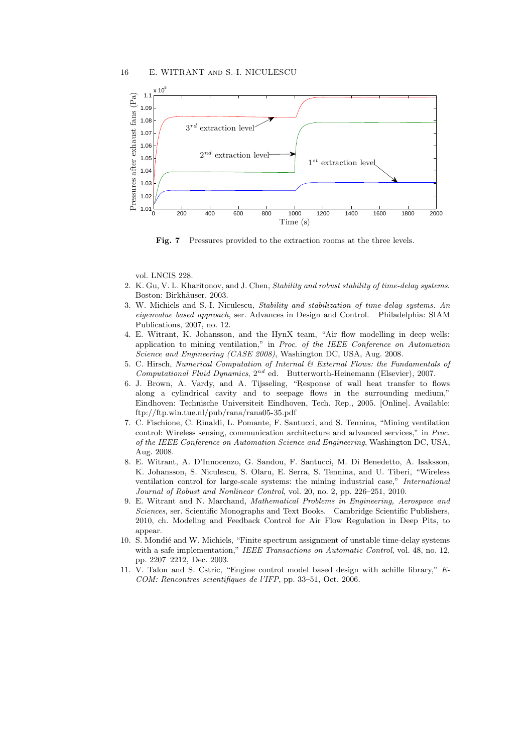x 10^5

1.1
1.09
1.08
1.07
1.06
1.05
1.04
1.03
1.02
1.01

Pressures after exhaust fans (Pa)

$3^{rd}$ extraction level

$2^{nd}$ extraction level

$1^{st}$ extraction level

0 200 400 600 800 1000 1200 1400 1600 1800 2000

Time (s)

**Fig. 7** Pressures provided to the extraction rooms at the three levels.

vol. LNCIS 228.

2. K. Gu, V. L. Kharitonov, and J. Chen, *Stability and robust stability of time-delay systems*. Boston: Birkhäuser, 2003.
3. W. Michiels and S.-I. Niculescu, *Stability and stabilization of time-delay systems. An eigenvalue based approach*, ser. Advances in Design and Control. Philadelphia: SIAM Publications, 2007, no. 12.
4. E. Witrant, K. Johansson, and the HynX team, "Air flow modelling in deep wells: application to mining ventilation," in *Proc. of the IEEE Conference on Automation Science and Engineering (CASE 2008)*, Washington DC, USA, Aug. 2008.
5. C. Hirsch, *Numerical Computation of Internal & External Flows: the Fundamentals of Computational Fluid Dynamics*, $2^{nd}$ ed. Butterworth-Heinemann (Elsevier), 2007.
6. J. Brown, A. Vardy, and A. Tijsseling, "Response of wall heat transfer to flows along a cylindrical cavity and to seepage flows in the surrounding medium," Eindhoven: Technische Universiteit Eindhoven, Tech. Rep., 2005. [Online]. Available: ftp://ftp.win.tue.nl/pub/rana/rana05-35.pdf
7. C. Fischione, C. Rinaldi, L. Pomante, F. Santucci, and S. Tennina, "Mining ventilation control: Wireless sensing, communication architecture and advanced services," in *Proc. of the IEEE Conference on Automation Science and Engineering*, Washington DC, USA, Aug. 2008.
8. E. Witrant, A. D'Innocenzo, G. Sandou, F. Santucci, M. Di Benedetto, A. Isaksson, K. Johansson, S. Niculescu, S. Olaru, E. Serra, S. Tennina, and U. Tiberi, "Wireless ventilation control for large-scale systems: the mining industrial case," *International Journal of Robust and Nonlinear Control*, vol. 20, no. 2, pp. 226–251, 2010.
9. E. Witrant and N. Marchand, *Mathematical Problems in Engineering, Aerospace and Sciences*, ser. Scientific Monographs and Text Books. Cambridge Scientific Publishers, 2010, ch. Modeling and Feedback Control for Air Flow Regulation in Deep Pits, to appear.
10. S. Mondié and W. Michiels, "Finite spectrum assignment of unstable time-delay systems with a safe implementation," *IEEE Transactions on Automatic Control*, vol. 48, no. 12, pp. 2207–2212, Dec. 2003.
11. V. Talon and S. Cstric, "Engine control model based design with achille library," *E-COM: Rencontres scientifiques de l'IFP*, pp. 33–51, Oct. 2006.